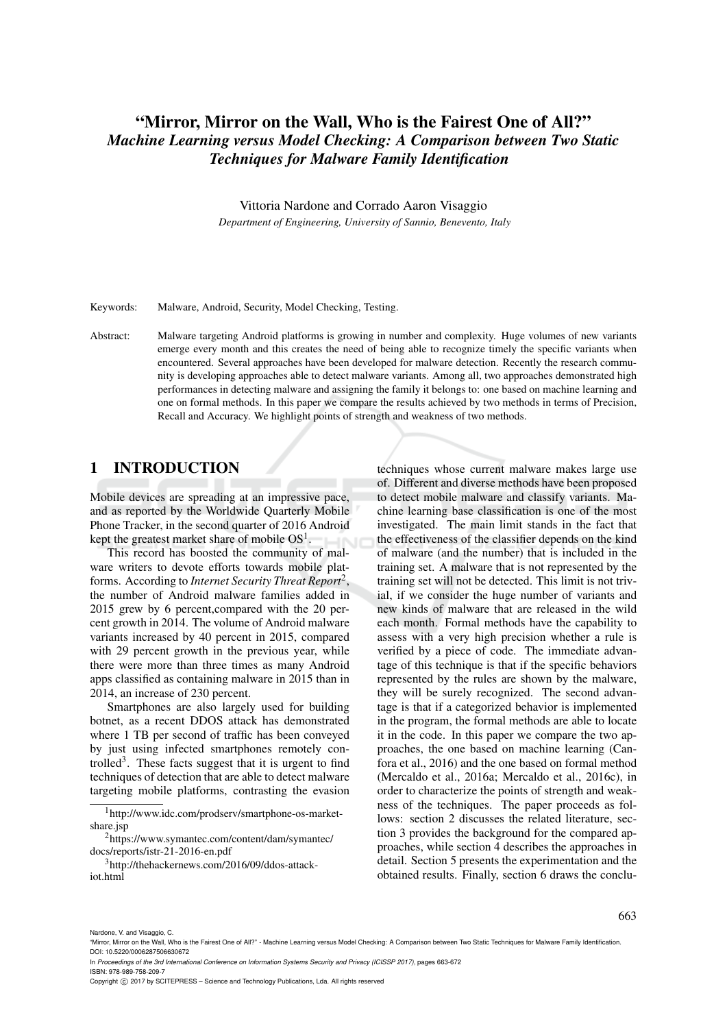# "Mirror, Mirror on the Wall, Who is the Fairest One of All?"

## *Machine Learning versus Model Checking: A Comparison between Two Static Techniques for Malware Family Identification*

Vittoria Nardone and Corrado Aaron Visaggio

*Department of Engineering, University of Sannio, Benevento, Italy*

Keywords: Malware, Android, Security, Model Checking, Testing.

Abstract: Malware targeting Android platforms is growing in number and complexity. Huge volumes of new variants emerge every month and this creates the need of being able to recognize timely the specific variants when encountered. Several approaches have been developed for malware detection. Recently the research community is developing approaches able to detect malware variants. Among all, two approaches demonstrated high performances in detecting malware and assigning the family it belongs to: one based on machine learning and one on formal methods. In this paper we compare the results achieved by two methods in terms of Precision, Recall and Accuracy. We highlight points of strength and weakness of two methods.

## 1 INTRODUCTION

Mobile devices are spreading at an impressive pace, and as reported by the Worldwide Quarterly Mobile Phone Tracker, in the second quarter of 2016 Android kept the greatest market share of mobile OS[1].

This record has boosted the community of malware writers to devote efforts towards mobile platforms. According to *Internet Security Threat Report*[2], the number of Android malware families added in 2015 grew by 6 percent,compared with the 20 percent growth in 2014. The volume of Android malware variants increased by 40 percent in 2015, compared with 29 percent growth in the previous year, while there were more than three times as many Android apps classified as containing malware in 2015 than in 2014, an increase of 230 percent.

Smartphones are also largely used for building botnet, as a recent DDOS attack has demonstrated where 1 TB per second of traffic has been conveyed by just using infected smartphones remotely controlled[3]. These facts suggest that it is urgent to find techniques of detection that are able to detect malware targeting mobile platforms, contrasting the evasion techniques whose current malware makes large use of. Different and diverse methods have been proposed to detect mobile malware and classify variants. Machine learning base classification is one of the most investigated. The main limit stands in the fact that the effectiveness of the classifier depends on the kind of malware (and the number) that is included in the training set. A malware that is not represented by the training set will not be detected. This limit is not trivial, if we consider the huge number of variants and new kinds of malware that are released in the wild each month. Formal methods have the capability to assess with a very high precision whether a rule is verified by a piece of code. The immediate advantage of this technique is that if the specific behaviors represented by the rules are shown by the malware, they will be surely recognized. The second advantage is that if a categorized behavior is implemented in the program, the formal methods are able to locate it in the code. In this paper we compare the two approaches, the one based on machine learning (Canfora et al., 2016) and the one based on formal method (Mercaldo et al., 2016a; Mercaldo et al., 2016c), in order to characterize the points of strength and weakness of the techniques. The paper proceeds as follows: section 2 discusses the related literature, section 3 provides the background for the compared approaches, while section 4 describes the approaches in detail. Section 5 presents the experimentation and the obtained results. Finally, section 6 draws the conclu-

[1] http://www.idc.com/prodserv/smartphone-os-market-share.jsp

[2] https://www.symantec.com/content/dam/symantec/docs/reports/istr-21-2016-en.pdf

[3] http://thehackernews.com/2016/09/ddos-attack-iot.html

Nardone, V. and Visaggio, C.
"Mirror, Mirror on the Wall, Who is the Fairest One of All?" - Machine Learning versus Model Checking: A Comparison between Two Static Techniques for Malware Family Identification.
DOI: 10.5220/0006287506630672
In *Proceedings of the 3rd International Conference on Information Systems Security and Privacy (ICISSP 2017)*, pages 663-672
ISBN: 978-989-758-209-7
Copyright © 2017 by SCITEPRESS – Science and Technology Publications, Lda. All rights reserved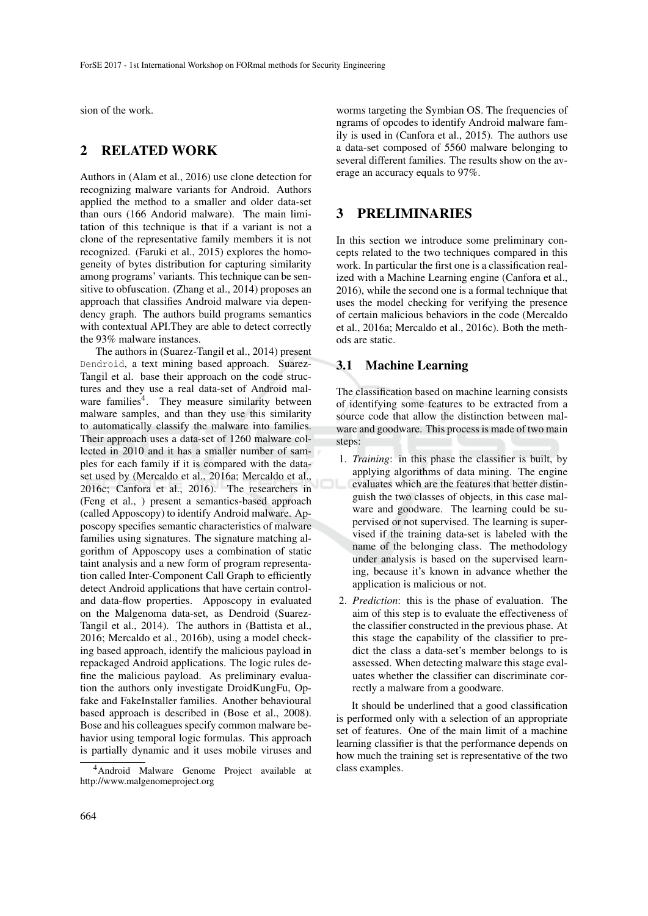sion of the work.

## 2 RELATED WORK

Authors in (Alam et al., 2016) use clone detection for recognizing malware variants for Android. Authors applied the method to a smaller and older data-set than ours (166 Andorid malware). The main limitation of this technique is that if a variant is not a clone of the representative family members it is not recognized. (Faruki et al., 2015) explores the homogeneity of bytes distribution for capturing similarity among programs' variants. This technique can be sensitive to obfuscation. (Zhang et al., 2014) proposes an approach that classifies Android malware via dependency graph. The authors build programs semantics with contextual API.They are able to detect correctly the 93% malware instances.

The authors in (Suarez-Tangil et al., 2014) present `Dendroid`, a text mining based approach. Suarez-Tangil et al. base their approach on the code structures and they use a real data-set of Android malware families[4]. They measure similarity between malware samples, and than they use this similarity to automatically classify the malware into families. Their approach uses a data-set of 1260 malware collected in 2010 and it has a smaller number of samples for each family if it is compared with the data-set used by (Mercaldo et al., 2016a; Mercaldo et al., 2016c; Canfora et al., 2016). The researchers in (Feng et al., ) present a semantics-based approach (called Apposcopy) to identify Android malware. Apposcopy specifies semantic characteristics of malware families using signatures. The signature matching algorithm of Apposcopy uses a combination of static taint analysis and a new form of program representation called Inter-Component Call Graph to efficiently detect Android applications that have certain control- and data-flow properties. Apposcopy in evaluated on the Malgenoma data-set, as Dendroid (Suarez-Tangil et al., 2014). The authors in (Battista et al., 2016; Mercaldo et al., 2016b), using a model checking based approach, identify the malicious payload in repackaged Android applications. The logic rules define the malicious payload. As preliminary evaluation the authors only investigate DroidKungFu, Opfake and FakeInstaller families. Another behavioural based approach is described in (Bose et al., 2008). Bose and his colleagues specify common malware behavior using temporal logic formulas. This approach is partially dynamic and it uses mobile viruses and worms targeting the Symbian OS. The frequencies of ngrams of opcodes to identify Android malware family is used in (Canfora et al., 2015). The authors use a data-set composed of 5560 malware belonging to several different families. The results show on the average an accuracy equals to 97%.

[4]Android Malware Genome Project available at http://www.malgenomeproject.org

## 3 PRELIMINARIES

In this section we introduce some preliminary concepts related to the two techniques compared in this work. In particular the first one is a classification realized with a Machine Learning engine (Canfora et al., 2016), while the second one is a formal technique that uses the model checking for verifying the presence of certain malicious behaviors in the code (Mercaldo et al., 2016a; Mercaldo et al., 2016c). Both the methods are static.

### 3.1 Machine Learning

The classification based on machine learning consists of identifying some features to be extracted from a source code that allow the distinction between malware and goodware. This process is made of two main steps:

1. *Training*: in this phase the classifier is built, by applying algorithms of data mining. The engine evaluates which are the features that better distinguish the two classes of objects, in this case malware and goodware. The learning could be supervised or not supervised. The learning is supervised if the training data-set is labeled with the name of the belonging class. The methodology under analysis is based on the supervised learning, because it's known in advance whether the application is malicious or not.
2. *Prediction*: this is the phase of evaluation. The aim of this step is to evaluate the effectiveness of the classifier constructed in the previous phase. At this stage the capability of the classifier to predict the class a data-set's member belongs to is assessed. When detecting malware this stage evaluates whether the classifier can discriminate correctly a malware from a goodware.

It should be underlined that a good classification is performed only with a selection of an appropriate set of features. One of the main limit of a machine learning classifier is that the performance depends on how much the training set is representative of the two class examples.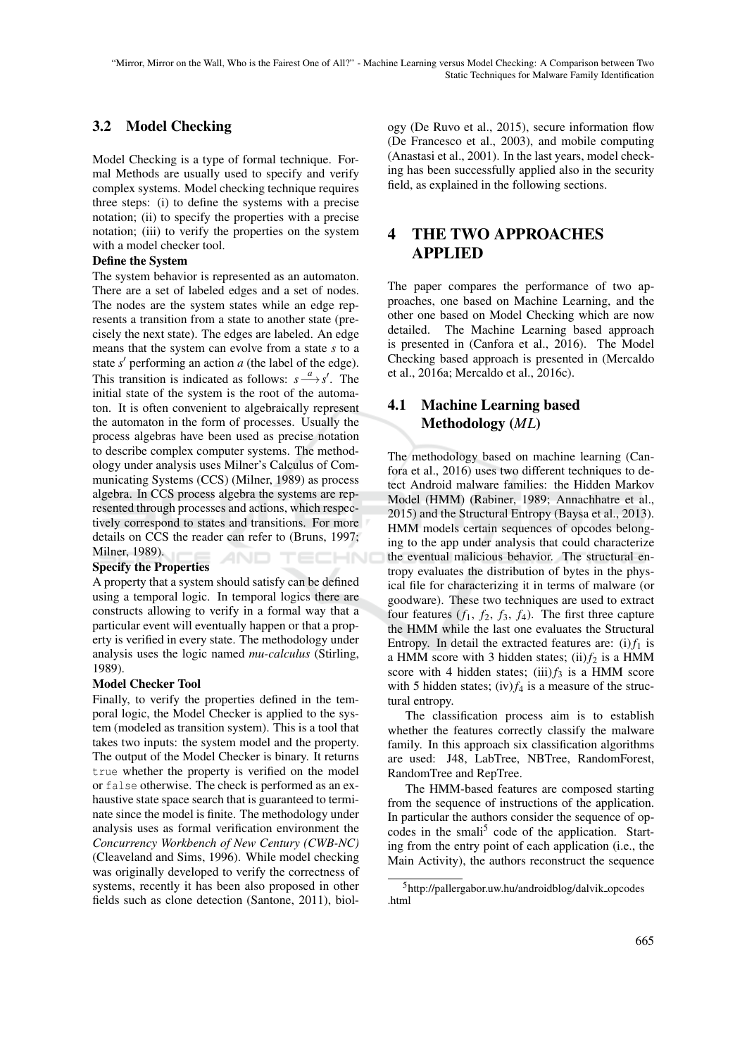## 3.2 Model Checking

Model Checking is a type of formal technique. Formal Methods are usually used to specify and verify complex systems. Model checking technique requires three steps: (i) to define the systems with a precise notation; (ii) to specify the properties with a precise notation; (iii) to verify the properties on the system with a model checker tool.

**Define the System**

The system behavior is represented as an automaton. There are a set of labeled edges and a set of nodes. The nodes are the system states while an edge represents a transition from a state to another state (precisely the next state). The edges are labeled. An edge means that the system can evolve from a state $s$ to a state $s'$ performing an action $a$ (the label of the edge). This transition is indicated as follows: $s \xrightarrow{a} s'$. The initial state of the system is the root of the automaton. It is often convenient to algebraically represent the automaton in the form of processes. Usually the process algebras have been used as precise notation to describe complex computer systems. The methodology under analysis uses Milner's Calculus of Communicating Systems (CCS) (Milner, 1989) as process algebra. In CCS process algebra the systems are represented through processes and actions, which respectively correspond to states and transitions. For more details on CCS the reader can refer to (Bruns, 1997; Milner, 1989).

**Specify the Properties**

A property that a system should satisfy can be defined using a temporal logic. In temporal logics there are constructs allowing to verify in a formal way that a particular event will eventually happen or that a property is verified in every state. The methodology under analysis uses the logic named *mu-calculus* (Stirling, 1989).

**Model Checker Tool**

Finally, to verify the properties defined in the temporal logic, the Model Checker is applied to the system (modeled as transition system). This is a tool that takes two inputs: the system model and the property. The output of the Model Checker is binary. It returns `true` whether the property is verified on the model or `false` otherwise. The check is performed as an exhaustive state space search that is guaranteed to terminate since the model is finite. The methodology under analysis uses as formal verification environment the *Concurrency Workbench of New Century (CWB-NC)* (Cleaveland and Sims, 1996). While model checking was originally developed to verify the correctness of systems, recently it has been also proposed in other fields such as clone detection (Santone, 2011), biology (De Ruvo et al., 2015), secure information flow (De Francesco et al., 2003), and mobile computing (Anastasi et al., 2001). In the last years, model checking has been successfully applied also in the security field, as explained in the following sections.

# 4 THE TWO APPROACHES APPLIED

The paper compares the performance of two approaches, one based on Machine Learning, and the other one based on Model Checking which are now detailed. The Machine Learning based approach is presented in (Canfora et al., 2016). The Model Checking based approach is presented in (Mercaldo et al., 2016a; Mercaldo et al., 2016c).

## 4.1 Machine Learning based Methodology (*ML*)

The methodology based on machine learning (Canfora et al., 2016) uses two different techniques to detect Android malware families: the Hidden Markov Model (HMM) (Rabiner, 1989; Annachhatre et al., 2015) and the Structural Entropy (Baysa et al., 2013). HMM models certain sequences of opcodes belonging to the app under analysis that could characterize the eventual malicious behavior. The structural entropy evaluates the distribution of bytes in the physical file for characterizing it in terms of malware (or goodware). These two techniques are used to extract four features ($f_1$, $f_2$, $f_3$, $f_4$). The first three capture the HMM while the last one evaluates the Structural Entropy. In detail the extracted features are: (i)$f_1$ is a HMM score with 3 hidden states; (ii)$f_2$ is a HMM score with 4 hidden states; (iii)$f_3$ is a HMM score with 5 hidden states; (iv)$f_4$ is a measure of the structural entropy.

The classification process aim is to establish whether the features correctly classify the malware family. In this approach six classification algorithms are used: J48, LabTree, NBTree, RandomForest, RandomTree and RepTree.

The HMM-based features are composed starting from the sequence of instructions of the application. In particular the authors consider the sequence of opcodes in the smali[5] code of the application. Starting from the entry point of each application (i.e., the Main Activity), the authors reconstruct the sequence

[5] http://pallergabor.uw.hu/androidblog/dalvik_opcodes.html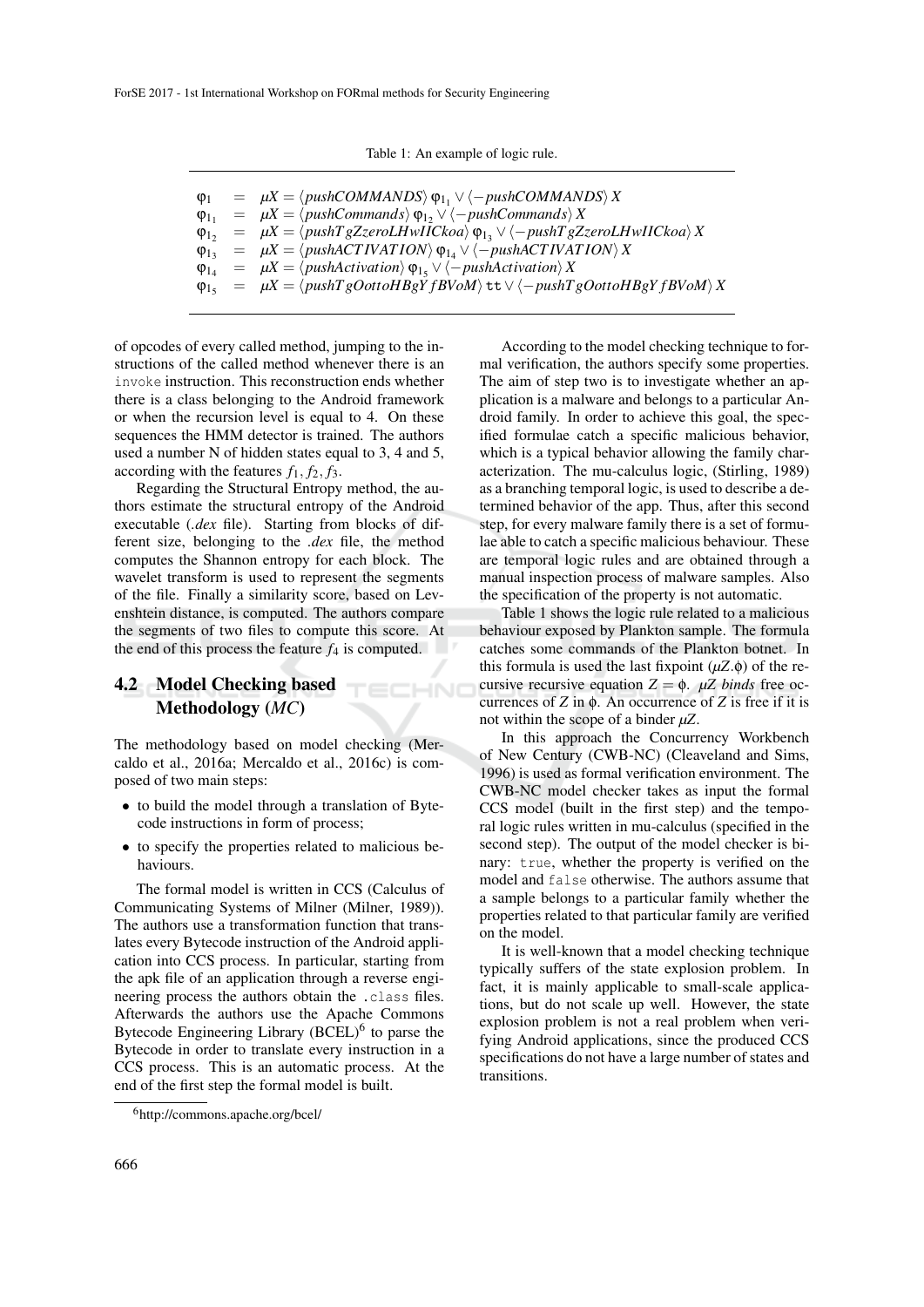Table 1: An example of logic rule.

$$
\begin{aligned}
\varphi_1 &= \mu X = \langle pushCOMMANDS \rangle\, \varphi_{1_1} \vee \langle -pushCOMMANDS \rangle\, X \\
\varphi_{1_1} &= \mu X = \langle pushCommands \rangle\, \varphi_{1_2} \vee \langle -pushCommands \rangle\, X \\
\varphi_{1_2} &= \mu X = \langle pushTgZzeroLHwIICkoa \rangle\, \varphi_{1_3} \vee \langle -pushTgZzeroLHwIICkoa \rangle\, X \\
\varphi_{1_3} &= \mu X = \langle pushACTIVATION \rangle\, \varphi_{1_4} \vee \langle -pushACTIVATION \rangle\, X \\
\varphi_{1_4} &= \mu X = \langle pushActivation \rangle\, \varphi_{1_5} \vee \langle -pushActivation \rangle\, X \\
\varphi_{1_5} &= \mu X = \langle pushTgOottoHBgYfBVoM \rangle\, \mathtt{tt} \vee \langle -pushTgOottoHBgYfBVoM \rangle\, X
\end{aligned}
$$

of opcodes of every called method, jumping to the instructions of the called method whenever there is an `invoke` instruction. This reconstruction ends whether there is a class belonging to the Android framework or when the recursion level is equal to 4. On these sequences the HMM detector is trained. The authors used a number N of hidden states equal to 3, 4 and 5, according with the features $f_1, f_2, f_3$.

Regarding the Structural Entropy method, the authors estimate the structural entropy of the Android executable (*.dex* file). Starting from blocks of different size, belonging to the *.dex* file, the method computes the Shannon entropy for each block. The wavelet transform is used to represent the segments of the file. Finally a similarity score, based on Levenshtein distance, is computed. The authors compare the segments of two files to compute this score. At the end of this process the feature $f_4$ is computed.

## 4.2 Model Checking based Methodology (*MC*)

The methodology based on model checking (Mercaldo et al., 2016a; Mercaldo et al., 2016c) is composed of two main steps:

- to build the model through a translation of Bytecode instructions in form of process;
- to specify the properties related to malicious behaviours.

The formal model is written in CCS (Calculus of Communicating Systems of Milner (Milner, 1989)). The authors use a transformation function that translates every Bytecode instruction of the Android application into CCS process. In particular, starting from the apk file of an application through a reverse engineering process the authors obtain the `.class` files. Afterwards the authors use the Apache Commons Bytecode Engineering Library (BCEL)[6] to parse the Bytecode in order to translate every instruction in a CCS process. This is an automatic process. At the end of the first step the formal model is built.

According to the model checking technique to formal verification, the authors specify some properties. The aim of step two is to investigate whether an application is a malware and belongs to a particular Android family. In order to achieve this goal, the specified formulae catch a specific malicious behavior, which is a typical behavior allowing the family characterization. The mu-calculus logic, (Stirling, 1989) as a branching temporal logic, is used to describe a determined behavior of the app. Thus, after this second step, for every malware family there is a set of formulae able to catch a specific malicious behaviour. These are temporal logic rules and are obtained through a manual inspection process of malware samples. Also the specification of the property is not automatic.

Table 1 shows the logic rule related to a malicious behaviour exposed by Plankton sample. The formula catches some commands of the Plankton botnet. In this formula is used the last fixpoint ($\mu Z.\phi$) of the recursive recursive equation $Z = \phi$. $\mu Z$ *binds* free occurrences of $Z$ in $\phi$. An occurrence of $Z$ is free if it is not within the scope of a binder $\mu Z$.

In this approach the Concurrency Workbench of New Century (CWB-NC) (Cleaveland and Sims, 1996) is used as formal verification environment. The CWB-NC model checker takes as input the formal CCS model (built in the first step) and the temporal logic rules written in mu-calculus (specified in the second step). The output of the model checker is binary: `true`, whether the property is verified on the model and `false` otherwise. The authors assume that a sample belongs to a particular family whether the properties related to that particular family are verified on the model.

It is well-known that a model checking technique typically suffers of the state explosion problem. In fact, it is mainly applicable to small-scale applications, but do not scale up well. However, the state explosion problem is not a real problem when verifying Android applications, since the produced CCS specifications do not have a large number of states and transitions.

[6]http://commons.apache.org/bcel/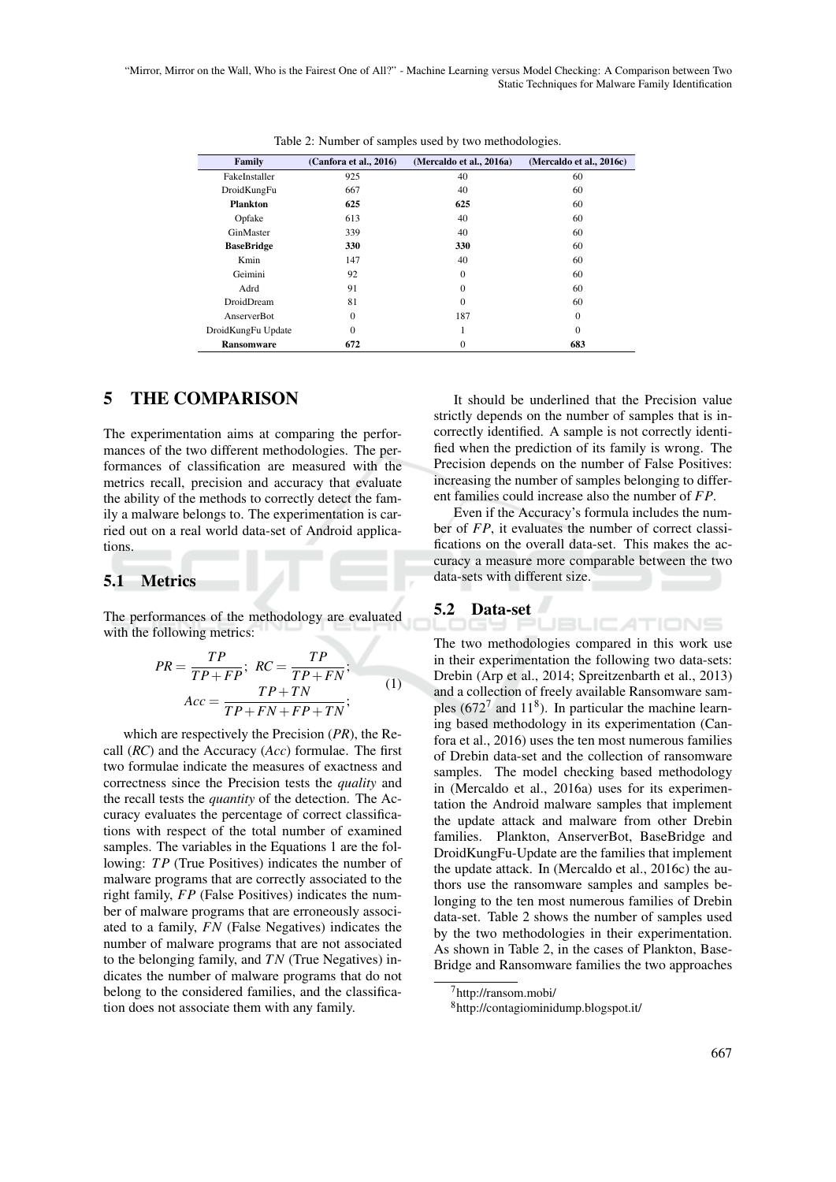Table 2: Number of samples used by two methodologies.

| Family | (Canfora et al., 2016) | (Mercaldo et al., 2016a) | (Mercaldo et al., 2016c) |
|---|---|---|---|
| FakeInstaller | 925 | 40 | 60 |
| DroidKungFu | 667 | 40 | 60 |
| **Plankton** | **625** | **625** | 60 |
| Opfake | 613 | 40 | 60 |
| GinMaster | 339 | 40 | 60 |
| **BaseBridge** | **330** | **330** | 60 |
| Kmin | 147 | 40 | 60 |
| Geimini | 92 | 0 | 60 |
| Adrd | 91 | 0 | 60 |
| DroidDream | 81 | 0 | 60 |
| AnserverBot | 0 | 187 | 0 |
| DroidKungFu Update | 0 | 1 | 0 |
| **Ransomware** | **672** | 0 | **683** |

## 5 THE COMPARISON

The experimentation aims at comparing the performances of the two different methodologies. The performances of classification are measured with the metrics recall, precision and accuracy that evaluate the ability of the methods to correctly detect the family a malware belongs to. The experimentation is carried out on a real world data-set of Android applications.

### 5.1 Metrics

The performances of the methodology are evaluated with the following metrics:

$$PR = \frac{TP}{TP+FP}; \quad RC = \frac{TP}{TP+FN}; \quad Acc = \frac{TP+TN}{TP+FN+FP+TN}; \tag{1}$$

which are respectively the Precision (*PR*), the Recall (*RC*) and the Accuracy (*Acc*) formulae. The first two formulae indicate the measures of exactness and correctness since the Precision tests the *quality* and the recall tests the *quantity* of the detection. The Accuracy evaluates the percentage of correct classifications with respect of the total number of examined samples. The variables in the Equations 1 are the following: $TP$ (True Positives) indicates the number of malware programs that are correctly associated to the right family, $FP$ (False Positives) indicates the number of malware programs that are erroneously associated to a family, $FN$ (False Negatives) indicates the number of malware programs that are not associated to the belonging family, and $TN$ (True Negatives) indicates the number of malware programs that do not belong to the considered families, and the classification does not associate them with any family.

It should be underlined that the Precision value strictly depends on the number of samples that is incorrectly identified. A sample is not correctly identified when the prediction of its family is wrong. The Precision depends on the number of False Positives: increasing the number of samples belonging to different families could increase also the number of $FP$.

Even if the Accuracy's formula includes the number of $FP$, it evaluates the number of correct classifications on the overall data-set. This makes the accuracy a measure more comparable between the two data-sets with different size.

### 5.2 Data-set

The two methodologies compared in this work use in their experimentation the following two data-sets: Drebin (Arp et al., 2014; Spreitzenbarth et al., 2013) and a collection of freely available Ransomware samples (672[7] and 11[8]). In particular the machine learning based methodology in its experimentation (Canfora et al., 2016) uses the ten most numerous families of Drebin data-set and the collection of ransomware samples. The model checking based methodology in (Mercaldo et al., 2016a) uses for its experimentation the Android malware samples that implement the update attack and malware from other Drebin families. Plankton, AnserverBot, BaseBridge and DroidKungFu-Update are the families that implement the update attack. In (Mercaldo et al., 2016c) the authors use the ransomware samples and samples belonging to the ten most numerous families of Drebin data-set. Table 2 shows the number of samples used by the two methodologies in their experimentation. As shown in Table 2, in the cases of Plankton, BaseBridge and Ransomware families the two approaches

[7] http://ransom.mobi/

[8] http://contagiominidump.blogspot.it/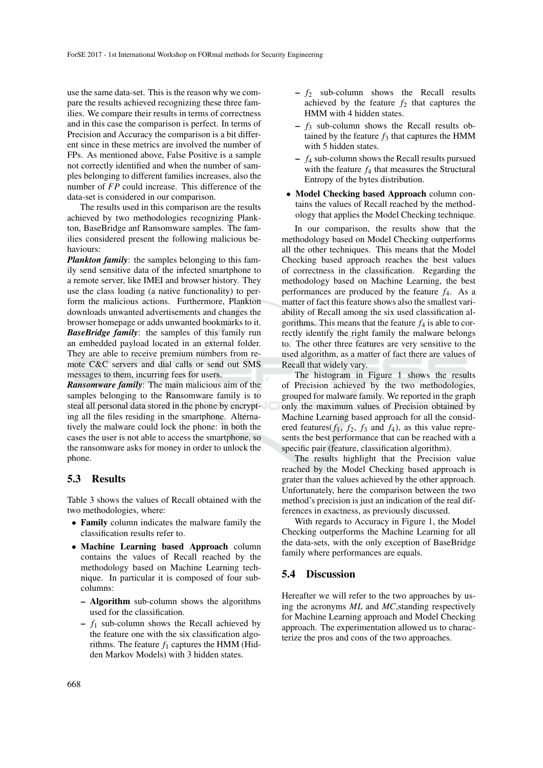use the same data-set. This is the reason why we compare the results achieved recognizing these three families. We compare their results in terms of correctness and in this case the comparison is perfect. In terms of Precision and Accuracy the comparison is a bit different since in these metrics are involved the number of FPs. As mentioned above, False Positive is a sample not correctly identified and when the number of samples belonging to different families increases, also the number of *FP* could increase. This difference of the data-set is considered in our comparison.

The results used in this comparison are the results achieved by two methodologies recognizing Plankton, BaseBridge anf Ransomware samples. The families considered present the following malicious behaviours:

***Plankton family***: the samples belonging to this family send sensitive data of the infected smartphone to a remote server, like IMEI and browser history. They use the class loading (a native functionality) to perform the malicious actions. Furthermore, Plankton downloads unwanted advertisements and changes the browser homepage or adds unwanted bookmarks to it.

***BaseBridge family***: the samples of this family run an embedded payload located in an external folder. They are able to receive premium numbers from remote C&C servers and dial calls or send out SMS messages to them, incurring fees for users.

***Ransomware family***: The main malicious aim of the samples belonging to the Ransomware family is to steal all personal data stored in the phone by encrypting all the files residing in the smartphone. Alternatively the malware could lock the phone: in both the cases the user is not able to access the smartphone, so the ransomware asks for money in order to unlock the phone.

## 5.3 Results

Table 3 shows the values of Recall obtained with the two methodologies, where:

- **Family** column indicates the malware family the classification results refer to.
- **Machine Learning based Approach** column contains the values of Recall reached by the methodology based on Machine Learning technique. In particular it is composed of four sub-columns:
  - **Algorithm** sub-column shows the algorithms used for the classification.
  - $f_1$ sub-column shows the Recall achieved by the feature one with the six classification algorithms. The feature $f_1$ captures the HMM (Hidden Markov Models) with 3 hidden states.
  - $f_2$ sub-column shows the Recall results achieved by the feature $f_2$ that captures the HMM with 4 hidden states.
  - $f_3$ sub-column shows the Recall results obtained by the feature $f_3$ that captures the HMM with 5 hidden states.
  - $f_4$ sub-column shows the Recall results pursued with the feature $f_4$ that measures the Structural Entropy of the bytes distribution.
- **Model Checking based Approach** column contains the values of Recall reached by the methodology that applies the Model Checking technique.

In our comparison, the results show that the methodology based on Model Checking outperforms all the other techniques. This means that the Model Checking based approach reaches the best values of correctness in the classification. Regarding the methodology based on Machine Learning, the best performances are produced by the feature $f_4$. As a matter of fact this feature shows also the smallest variability of Recall among the six used classification algorithms. This means that the feature $f_4$ is able to correctly identify the right family the malware belongs to. The other three features are very sensitive to the used algorithm, as a matter of fact there are values of Recall that widely vary.

The histogram in Figure 1 shows the results of Precision achieved by the two methodologies, grouped for malware family. We reported in the graph only the maximum values of Precision obtained by Machine Learning based approach for all the considered features($f_1$, $f_2$, $f_3$ and $f_4$), as this value represents the best performance that can be reached with a specific pair (feature, classification algorithm).

The results highlight that the Precision value reached by the Model Checking based approach is grater than the values achieved by the other approach. Unfortunately, here the comparison between the two method's precision is just an indication of the real differences in exactness, as previously discussed.

With regards to Accuracy in Figure 1, the Model Checking outperforms the Machine Learning for all the data-sets, with the only exception of BaseBridge family where performances are equals.

## 5.4 Discussion

Hereafter we will refer to the two approaches by using the acronyms *ML* and *MC*,standing respectively for Machine Learning approach and Model Checking approach. The experimentation allowed us to characterize the pros and cons of the two approaches.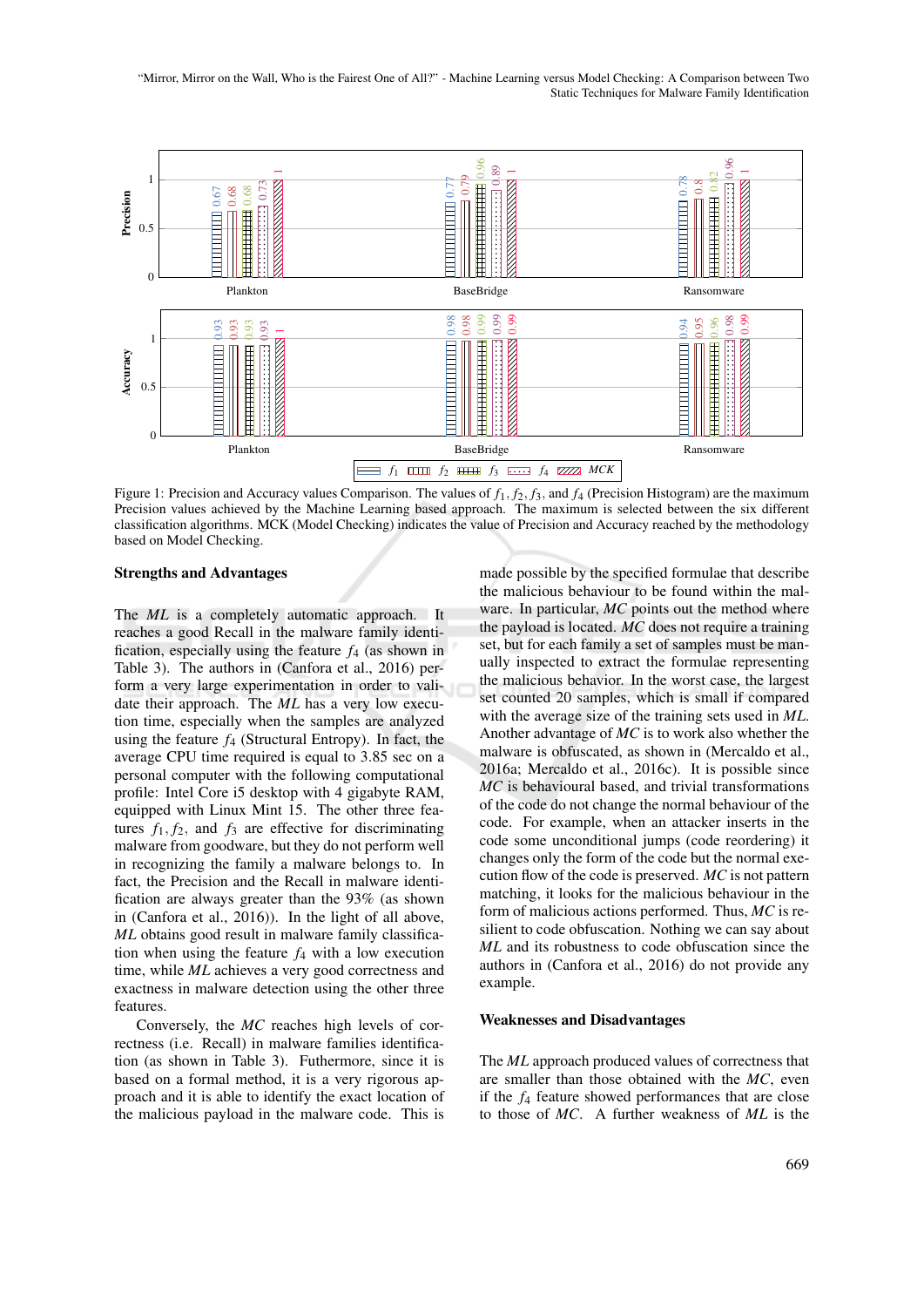Figure 1: Precision and Accuracy values Comparison. The values of $f_1, f_2, f_3$, and $f_4$ (Precision Histogram) are the maximum Precision values achieved by the Machine Learning based approach. The maximum is selected between the six different classification algorithms. MCK (Model Checking) indicates the value of Precision and Accuracy reached by the methodology based on Model Checking.

### Strengths and Advantages

The *ML* is a completely automatic approach. It reaches a good Recall in the malware family identification, especially using the feature $f_4$ (as shown in Table 3). The authors in (Canfora et al., 2016) perform a very large experimentation in order to validate their approach. The *ML* has a very low execution time, especially when the samples are analyzed using the feature $f_4$ (Structural Entropy). In fact, the average CPU time required is equal to 3.85 sec on a personal computer with the following computational profile: Intel Core i5 desktop with 4 gigabyte RAM, equipped with Linux Mint 15. The other three features $f_1, f_2$, and $f_3$ are effective for discriminating malware from goodware, but they do not perform well in recognizing the family a malware belongs to. In fact, the Precision and the Recall in malware identification are always greater than the 93% (as shown in (Canfora et al., 2016)). In the light of all above, *ML* obtains good result in malware family classification when using the feature $f_4$ with a low execution time, while *ML* achieves a very good correctness and exactness in malware detection using the other three features.

Conversely, the *MC* reaches high levels of correctness (i.e. Recall) in malware families identification (as shown in Table 3). Futhermore, since it is based on a formal method, it is a very rigorous approach and it is able to identify the exact location of the malicious payload in the malware code. This is made possible by the specified formulae that describe the malicious behaviour to be found within the malware. In particular, *MC* points out the method where the payload is located. *MC* does not require a training set, but for each family a set of samples must be manually inspected to extract the formulae representing the malicious behavior. In the worst case, the largest set counted 20 samples, which is small if compared with the average size of the training sets used in *ML*. Another advantage of *MC* is to work also whether the malware is obfuscated, as shown in (Mercaldo et al., 2016a; Mercaldo et al., 2016c). It is possible since *MC* is behavioural based, and trivial transformations of the code do not change the normal behaviour of the code. For example, when an attacker inserts in the code some unconditional jumps (code reordering) it changes only the form of the code but the normal execution flow of the code is preserved. *MC* is not pattern matching, it looks for the malicious behaviour in the form of malicious actions performed. Thus, *MC* is resilient to code obfuscation. Nothing we can say about *ML* and its robustness to code obfuscation since the authors in (Canfora et al., 2016) do not provide any example.

### Weaknesses and Disadvantages

The *ML* approach produced values of correctness that are smaller than those obtained with the *MC*, even if the $f_4$ feature showed performances that are close to those of *MC*. A further weakness of *ML* is the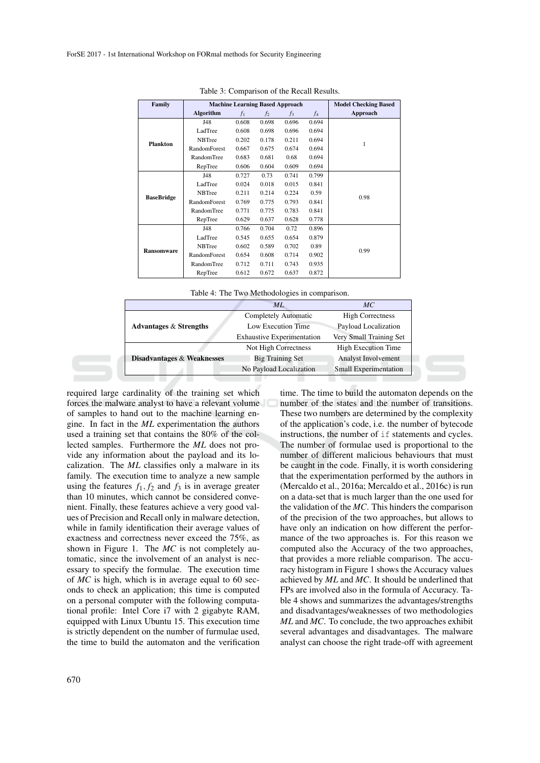Table 3: Comparison of the Recall Results.

| Family | Machine Learning Based Approach | | | | | Model Checking Based Approach |
|---|---|---|---|---|---|---|
| | Algorithm | $f_1$ | $f_2$ | $f_3$ | $f_4$ | |
| Plankton | J48 | 0.608 | 0.698 | 0.696 | 0.694 | 1 |
| | LadTree | 0.608 | 0.698 | 0.696 | 0.694 | |
| | NBTree | 0.202 | 0.178 | 0.211 | 0.694 | |
| | RandomForest | 0.667 | 0.675 | 0.674 | 0.694 | |
| | RandomTree | 0.683 | 0.681 | 0.68 | 0.694 | |
| | RepTree | 0.606 | 0.604 | 0.609 | 0.694 | |
| BaseBridge | J48 | 0.727 | 0.73 | 0.741 | 0.799 | 0.98 |
| | LadTree | 0.024 | 0.018 | 0.015 | 0.841 | |
| | NBTree | 0.211 | 0.214 | 0.224 | 0.59 | |
| | RandomForest | 0.769 | 0.775 | 0.793 | 0.841 | |
| | RandomTree | 0.771 | 0.775 | 0.783 | 0.841 | |
| | RepTree | 0.629 | 0.637 | 0.628 | 0.778 | |
| Ransomware | J48 | 0.766 | 0.704 | 0.72 | 0.896 | 0.99 |
| | LadTree | 0.545 | 0.655 | 0.654 | 0.879 | |
| | NBTree | 0.602 | 0.589 | 0.702 | 0.89 | |
| | RandomForest | 0.654 | 0.608 | 0.714 | 0.902 | |
| | RandomTree | 0.712 | 0.711 | 0.743 | 0.935 | |
| | RepTree | 0.612 | 0.672 | 0.637 | 0.872 | |

Table 4: The Two Methodologies in comparison.

| | *ML* | *MC* |
|---|---|---|
| **Advantages & Strengths** | Completely Automatic | High Correctness |
| | Low Execution Time | Payload Localization |
| | Exhaustive Experimentation | Very Small Training Set |
| **Disadvantages & Weaknesses** | Not High Correctness | High Execution Time |
| | Big Training Set | Analyst Involvement |
| | No Payload Localization | Small Experimentation |

required large cardinality of the training set which forces the malware analyst to have a relevant volume of samples to hand out to the machine learning engine. In fact in the *ML* experimentation the authors used a training set that contains the 80% of the collected samples. Furthermore the *ML* does not provide any information about the payload and its localization. The *ML* classifies only a malware in its family. The execution time to analyze a new sample using the features $f_1, f_2$ and $f_3$ is in average greater than 10 minutes, which cannot be considered convenient. Finally, these features achieve a very good values of Precision and Recall only in malware detection, while in family identification their average values of exactness and correctness never exceed the 75%, as shown in Figure 1. The *MC* is not completely automatic, since the involvement of an analyst is necessary to specify the formulae. The execution time of *MC* is high, which is in average equal to 60 seconds to check an application; this time is computed on a personal computer with the following computational profile: Intel Core i7 with 2 gigabyte RAM, equipped with Linux Ubuntu 15. This execution time is strictly dependent on the number of furmulae used, the time to build the automaton and the verification time. The time to build the automaton depends on the number of the states and the number of transitions. These two numbers are determined by the complexity of the application's code, i.e. the number of bytecode instructions, the number of `if` statements and cycles. The number of formulae used is proportional to the number of different malicious behaviours that must be caught in the code. Finally, it is worth considering that the experimentation performed by the authors in (Mercaldo et al., 2016a; Mercaldo et al., 2016c) is run on a data-set that is much larger than the one used for the validation of the *MC*. This hinders the comparison of the precision of the two approaches, but allows to have only an indication on how different the performance of the two approaches is. For this reason we computed also the Accuracy of the two approaches, that provides a more reliable comparison. The accuracy histogram in Figure 1 shows the Accuracy values achieved by *ML* and *MC*. It should be underlined that FPs are involved also in the formula of Accuracy. Table 4 shows and summarizes the advantages/strengths and disadvantages/weaknesses of two methodologies *ML* and *MC*. To conclude, the two approaches exhibit several advantages and disadvantages. The malware analyst can choose the right trade-off with agreement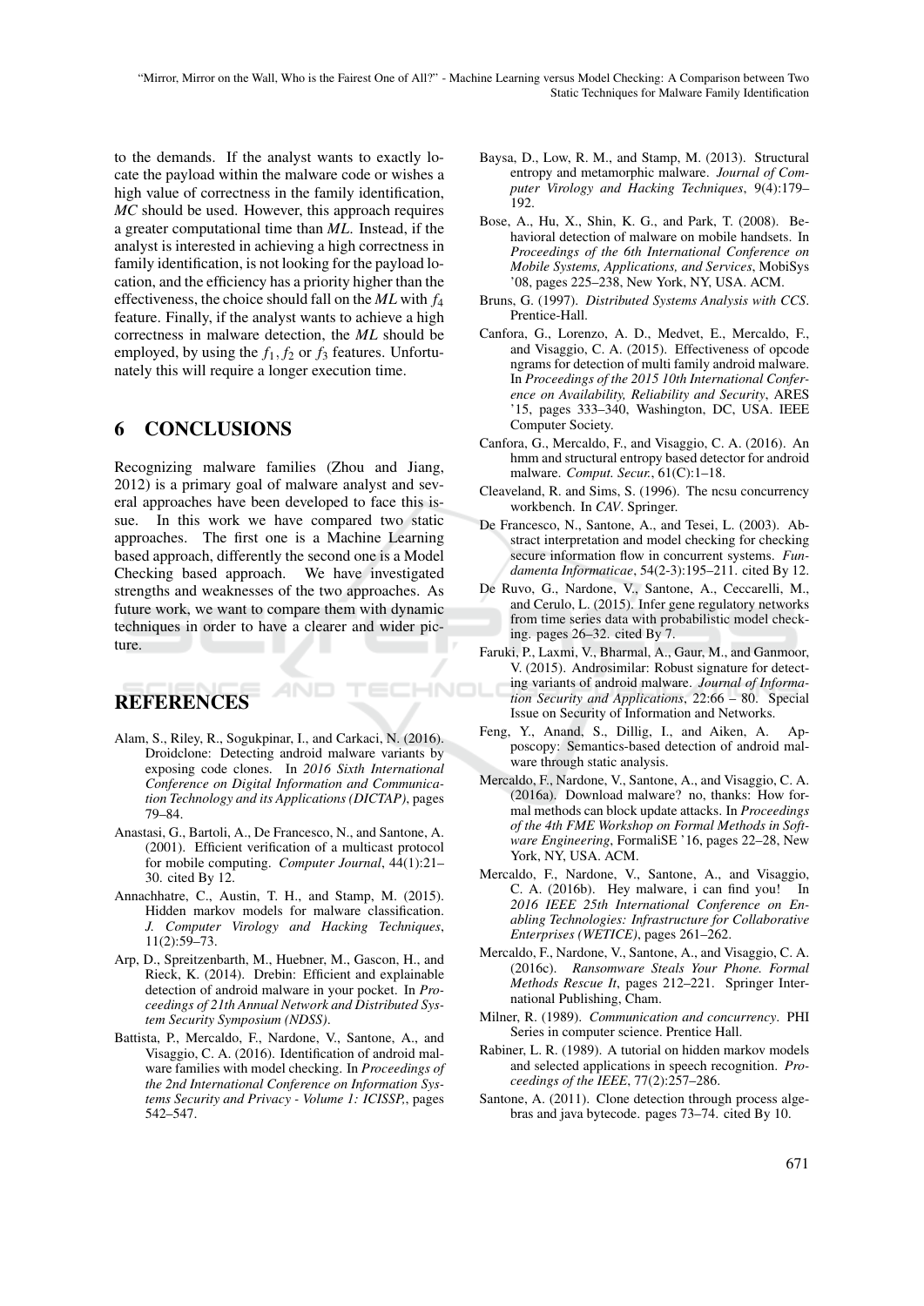to the demands. If the analyst wants to exactly locate the payload within the malware code or wishes a high value of correctness in the family identification, *MC* should be used. However, this approach requires a greater computational time than *ML*. Instead, if the analyst is interested in achieving a high correctness in family identification, is not looking for the payload location, and the efficiency has a priority higher than the effectiveness, the choice should fall on the *ML* with $f_4$ feature. Finally, if the analyst wants to achieve a high correctness in malware detection, the *ML* should be employed, by using the $f_1, f_2$ or $f_3$ features. Unfortunately this will require a longer execution time.

## 6 CONCLUSIONS

Recognizing malware families (Zhou and Jiang, 2012) is a primary goal of malware analyst and several approaches have been developed to face this issue. In this work we have compared two static approaches. The first one is a Machine Learning based approach, differently the second one is a Model Checking based approach. We have investigated strengths and weaknesses of the two approaches. As future work, we want to compare them with dynamic techniques in order to have a clearer and wider picture.

## REFERENCES

Alam, S., Riley, R., Sogukpinar, I., and Carkaci, N. (2016). Droidclone: Detecting android malware variants by exposing code clones. In *2016 Sixth International Conference on Digital Information and Communication Technology and its Applications (DICTAP)*, pages 79–84.

Anastasi, G., Bartoli, A., De Francesco, N., and Santone, A. (2001). Efficient verification of a multicast protocol for mobile computing. *Computer Journal*, 44(1):21–30. cited By 12.

Annachhatre, C., Austin, T. H., and Stamp, M. (2015). Hidden markov models for malware classification. *J. Computer Virology and Hacking Techniques*, 11(2):59–73.

Arp, D., Spreitzenbarth, M., Huebner, M., Gascon, H., and Rieck, K. (2014). Drebin: Efficient and explainable detection of android malware in your pocket. In *Proceedings of 21th Annual Network and Distributed System Security Symposium (NDSS)*.

Battista, P., Mercaldo, F., Nardone, V., Santone, A., and Visaggio, C. A. (2016). Identification of android malware families with model checking. In *Proceedings of the 2nd International Conference on Information Systems Security and Privacy - Volume 1: ICISSP,*, pages 542–547.

Baysa, D., Low, R. M., and Stamp, M. (2013). Structural entropy and metamorphic malware. *Journal of Computer Virology and Hacking Techniques*, 9(4):179–192.

Bose, A., Hu, X., Shin, K. G., and Park, T. (2008). Behavioral detection of malware on mobile handsets. In *Proceedings of the 6th International Conference on Mobile Systems, Applications, and Services*, MobiSys '08, pages 225–238, New York, NY, USA. ACM.

Bruns, G. (1997). *Distributed Systems Analysis with CCS*. Prentice-Hall.

Canfora, G., Lorenzo, A. D., Medvet, E., Mercaldo, F., and Visaggio, C. A. (2015). Effectiveness of opcode ngrams for detection of multi family android malware. In *Proceedings of the 2015 10th International Conference on Availability, Reliability and Security*, ARES '15, pages 333–340, Washington, DC, USA. IEEE Computer Society.

Canfora, G., Mercaldo, F., and Visaggio, C. A. (2016). An hmm and structural entropy based detector for android malware. *Comput. Secur.*, 61(C):1–18.

Cleaveland, R. and Sims, S. (1996). The ncsu concurrency workbench. In *CAV*. Springer.

De Francesco, N., Santone, A., and Tesei, L. (2003). Abstract interpretation and model checking for checking secure information flow in concurrent systems. *Fundamenta Informaticae*, 54(2-3):195–211. cited By 12.

De Ruvo, G., Nardone, V., Santone, A., Ceccarelli, M., and Cerulo, L. (2015). Infer gene regulatory networks from time series data with probabilistic model checking. pages 26–32. cited By 7.

Faruki, P., Laxmi, V., Bharmal, A., Gaur, M., and Ganmoor, V. (2015). Androsimilar: Robust signature for detecting variants of android malware. *Journal of Information Security and Applications*, 22:66 – 80. Special Issue on Security of Information and Networks.

Feng, Y., Anand, S., Dillig, I., and Aiken, A. Apposcopy: Semantics-based detection of android malware through static analysis.

Mercaldo, F., Nardone, V., Santone, A., and Visaggio, C. A. (2016a). Download malware? no, thanks: How formal methods can block update attacks. In *Proceedings of the 4th FME Workshop on Formal Methods in Software Engineering*, FormaliSE '16, pages 22–28, New York, NY, USA. ACM.

Mercaldo, F., Nardone, V., Santone, A., and Visaggio, C. A. (2016b). Hey malware, i can find you! In *2016 IEEE 25th International Conference on Enabling Technologies: Infrastructure for Collaborative Enterprises (WETICE)*, pages 261–262.

Mercaldo, F., Nardone, V., Santone, A., and Visaggio, C. A. (2016c). *Ransomware Steals Your Phone. Formal Methods Rescue It*, pages 212–221. Springer International Publishing, Cham.

Milner, R. (1989). *Communication and concurrency*. PHI Series in computer science. Prentice Hall.

Rabiner, L. R. (1989). A tutorial on hidden markov models and selected applications in speech recognition. *Proceedings of the IEEE*, 77(2):257–286.

Santone, A. (2011). Clone detection through process algebras and java bytecode. pages 73–74. cited By 10.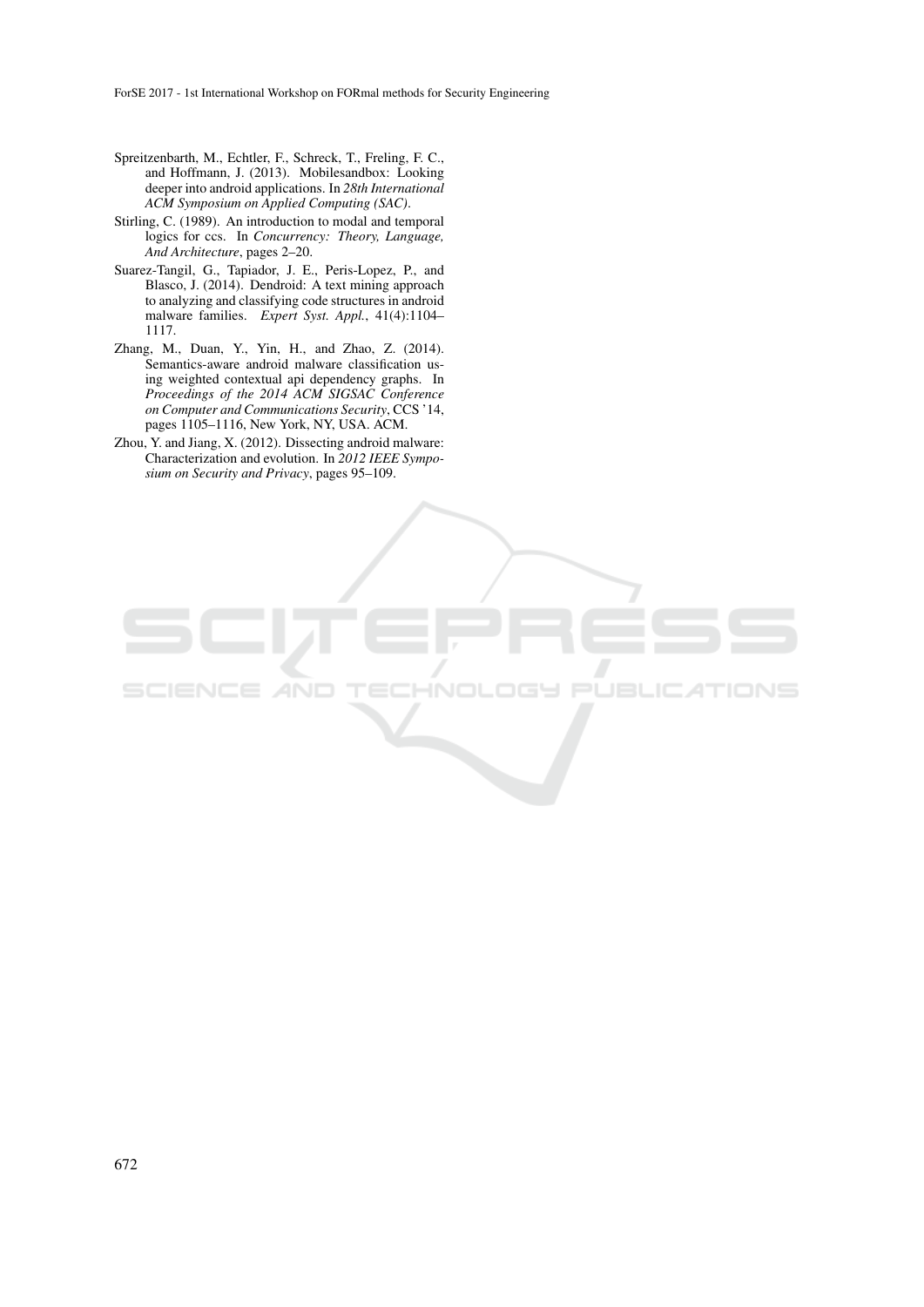Spreitzenbarth, M., Echtler, F., Schreck, T., Freling, F. C., and Hoffmann, J. (2013). Mobilesandbox: Looking deeper into android applications. In *28th International ACM Symposium on Applied Computing (SAC)*.

Stirling, C. (1989). An introduction to modal and temporal logics for ccs. In *Concurrency: Theory, Language, And Architecture*, pages 2–20.

Suarez-Tangil, G., Tapiador, J. E., Peris-Lopez, P., and Blasco, J. (2014). Dendroid: A text mining approach to analyzing and classifying code structures in android malware families. *Expert Syst. Appl.*, 41(4):1104–1117.

Zhang, M., Duan, Y., Yin, H., and Zhao, Z. (2014). Semantics-aware android malware classification using weighted contextual api dependency graphs. In *Proceedings of the 2014 ACM SIGSAC Conference on Computer and Communications Security*, CCS '14, pages 1105–1116, New York, NY, USA. ACM.

Zhou, Y. and Jiang, X. (2012). Dissecting android malware: Characterization and evolution. In *2012 IEEE Symposium on Security and Privacy*, pages 95–109.